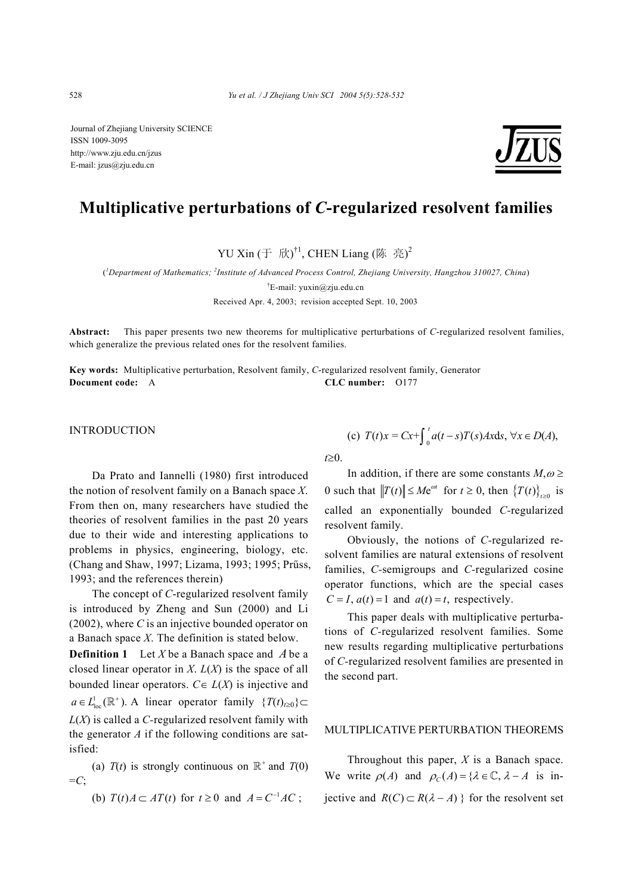Journal of Zhejiang University SCIENCE
ISSN 1009-3095
http://www.zju.edu.cn/jzus
E-mail: jzus@zju.edu.cn

# Multiplicative perturbations of *C*-regularized resolvent families

YU Xin (于 欣)[†1], CHEN Liang (陈 亮)[2]

([1]*Department of Mathematics;* [2]*Institute of Advanced Process Control, Zhejiang University, Hangzhou 310027, China*)

[†]E-mail: yuxin@zju.edu.cn

Received Apr. 4, 2003; revision accepted Sept. 10, 2003

**Abstract:** This paper presents two new theorems for multiplicative perturbations of *C*-regularized resolvent families, which generalize the previous related ones for the resolvent families.

**Key words:** Multiplicative perturbation, Resolvent family, *C*-regularized resolvent family, Generator

**Document code:** A **CLC number:** O177

## INTRODUCTION

Da Prato and Iannelli (1980) first introduced the notion of resolvent family on a Banach space *X*. From then on, many researchers have studied the theories of resolvent families in the past 20 years due to their wide and interesting applications to problems in physics, engineering, biology, etc. (Chang and Shaw, 1997; Lizama, 1993; 1995; Prűss, 1993; and the references therein)

The concept of *C*-regularized resolvent family is introduced by Zheng and Sun (2000) and Li (2002), where *C* is an injective bounded operator on a Banach space *X*. The definition is stated below.

**Definition 1** Let *X* be a Banach space and $A$ be a closed linear operator in *X*. *L*(*X*) is the space of all bounded linear operators. $C\in L(X)$ is injective and $a\in L^1_{\text{loc}}(\mathbb{R}^+)$. A linear operator family $\{T(t)_{t\geq 0}\}\subset L(X)$ is called a *C*-regularized resolvent family with the generator *A* if the following conditions are satisfied:

(a) $T(t)$ is strongly continuous on $\mathbb{R}^+$ and $T(0)=C$;

(b) $T(t)A\subset AT(t)$ for $t\geq 0$ and $A=C^{-1}AC$;

(c) $T(t)x=Cx+\int_0^t a(t-s)T(s)Ax\mathrm{d}s,\ \forall x\in D(A)$, $t\geq 0$.

In addition, if there are some constants $M,\omega\geq 0$ such that $\|T(t)\|\leq Me^{\omega t}$ for $t\geq 0$, then $\{T(t)\}_{t\geq 0}$ is called an exponentially bounded *C*-regularized resolvent family.

Obviously, the notions of *C*-regularized resolvent families are natural extensions of resolvent families, *C*-semigroups and *C*-regularized cosine operator functions, which are the special cases $C=I$, $a(t)=1$ and $a(t)=t$, respectively.

This paper deals with multiplicative perturbations of *C*-regularized resolvent families. Some new results regarding multiplicative perturbations of *C*-regularized resolvent families are presented in the second part.

## MULTIPLICATIVE PERTURBATION THEOREMS

Throughout this paper, *X* is a Banach space. We write $\rho(A)$ and $\rho_C(A)=\{\lambda\in\mathbb{C},\ \lambda-A$ is injective and $R(C)\subset R(\lambda-A)\}$ for the resolvent set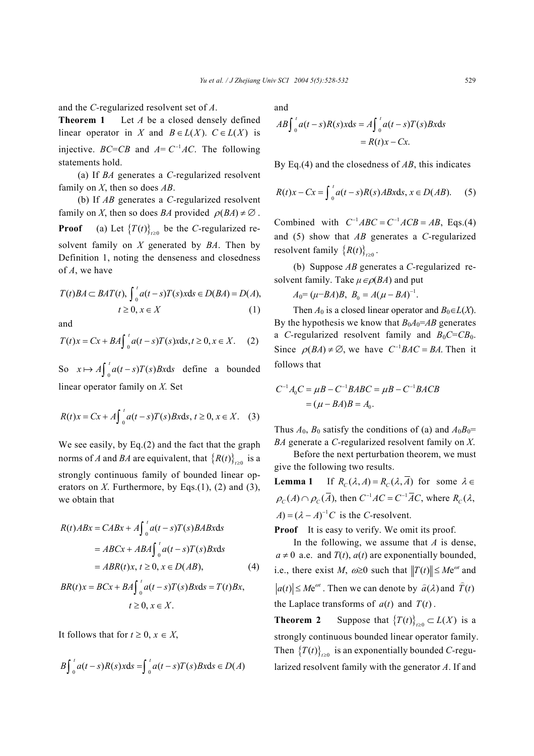and the $C$-regularized resolvent set of $A$.

**Theorem 1** Let $A$ be a closed densely defined linear operator in $X$ and $B\in L(X)$. $C\in L(X)$ is injective. $BC=CB$ and $A=C^{-1}AC$. The following statements hold.

(a) If $BA$ generates a $C$-regularized resolvent family on $X$, then so does $AB$.

(b) If $AB$ generates a $C$-regularized resolvent family on $X$, then so does $BA$ provided $\rho(BA)\neq\varnothing$.

**Proof** (a) Let $\{T(t)\}_{t\geq 0}$ be the $C$-regularized resolvent family on $X$ generated by $BA$. Then by Definition 1, noting the denseness and closedness of $A$, we have

$$T(t)BA\subset BAT(t),\ \int_0^t a(t-s)T(s)x\mathrm{d}s\in D(BA)=D(A),\quad t\geq 0, x\in X \tag{1}$$

and

$$T(t)x=Cx+BA\int_0^t a(t-s)T(s)x\mathrm{d}s, t\geq 0, x\in X. \tag{2}$$

So $x\mapsto A\int_0^t a(t-s)T(s)Bx\mathrm{d}s$ define a bounded linear operator family on $X$. Set

$$R(t)x=Cx+A\int_0^t a(t-s)T(s)Bx\mathrm{d}s, t\geq 0, x\in X. \tag{3}$$

We see easily, by Eq.(2) and the fact that the graph norms of $A$ and $BA$ are equivalent, that $\{R(t)\}_{t\geq 0}$ is a strongly continuous family of bounded linear operators on $X$. Furthermore, by Eqs.(1), (2) and (3), we obtain that

$$\begin{aligned}R(t)ABx&=CABx+A\int_0^t a(t-s)T(s)BABx\mathrm{d}s\\&=ABCx+ABA\int_0^t a(t-s)T(s)Bx\mathrm{d}s\\&=ABR(t)x, t\geq 0, x\in D(AB),\end{aligned} \tag{4}$$

$$BR(t)x=BCx+BA\int_0^t a(t-s)T(s)Bx\mathrm{d}s=T(t)Bx,\quad t\geq 0, x\in X.$$

It follows that for $t\geq 0$, $x\in X$,

$$B\int_0^t a(t-s)R(s)x\mathrm{d}s=\int_0^t a(t-s)T(s)Bx\mathrm{d}s\in D(A)$$

and

$$AB\int_0^t a(t-s)R(s)x\mathrm{d}s=A\int_0^t a(t-s)T(s)Bx\mathrm{d}s=R(t)x-Cx.$$

By Eq.(4) and the closedness of $AB$, this indicates

$$R(t)x-Cx=\int_0^t a(t-s)R(s)ABx\mathrm{d}s, x\in D(AB). \tag{5}$$

Combined with $C^{-1}ABC=C^{-1}ACB=AB$, Eqs.(4) and (5) show that $AB$ generates a $C$-regularized resolvent family $\{R(t)\}_{t\geq 0}$.

(b) Suppose $AB$ generates a $C$-regularized resolvent family. Take $\mu\in\rho(BA)$ and put

$$A_0=(\mu-BA)B,\ B_0=A(\mu-BA)^{-1}.$$

Then $A_0$ is a closed linear operator and $B_0\in L(X)$. By the hypothesis we know that $B_0A_0=AB$ generates a $C$-regularized resolvent family and $B_0C=CB_0$. Since $\rho(BA)\neq\varnothing$, we have $C^{-1}BAC=BA$. Then it follows that

$$\begin{aligned}C^{-1}A_0C&=\mu B-C^{-1}BABC=\mu B-C^{-1}BACB\\&=(\mu-BA)B=A_0.\end{aligned}$$

Thus $A_0$, $B_0$ satisfy the conditions of (a) and $A_0B_0=BA$ generate a $C$-regularized resolvent family on $X$.

Before the next perturbation theorem, we must give the following two results.

**Lemma 1** If $R_C(\lambda,A)=R_C(\lambda,\overline{A})$ for some $\lambda\in\rho_C(A)\cap\rho_C(\overline{A})$, then $C^{-1}AC=C^{-1}\overline{A}C$, where $R_C(\lambda,A)=(\lambda-A)^{-1}C$ is the $C$-resolvent.

**Proof** It is easy to verify. We omit its proof.

In the following, we assume that $A$ is dense, $a\neq 0$ a.e. and $T(t)$, $a(t)$ are exponentially bounded, i.e., there exist $M$, $\omega\geq 0$ such that $\|T(t)\|\leq M\mathrm{e}^{\omega t}$ and $|a(t)|\leq M\mathrm{e}^{\omega t}$. Then we can denote by $\hat{a}(\lambda)$ and $\hat{T}(t)$ the Laplace transforms of $a(t)$ and $T(t)$.

**Theorem 2** Suppose that $\{T(t)\}_{t\geq 0}\subset L(X)$ is a strongly continuous bounded linear operator family. Then $\{T(t)\}_{t\geq 0}$ is an exponentially bounded $C$-regularized resolvent family with the generator $A$. If and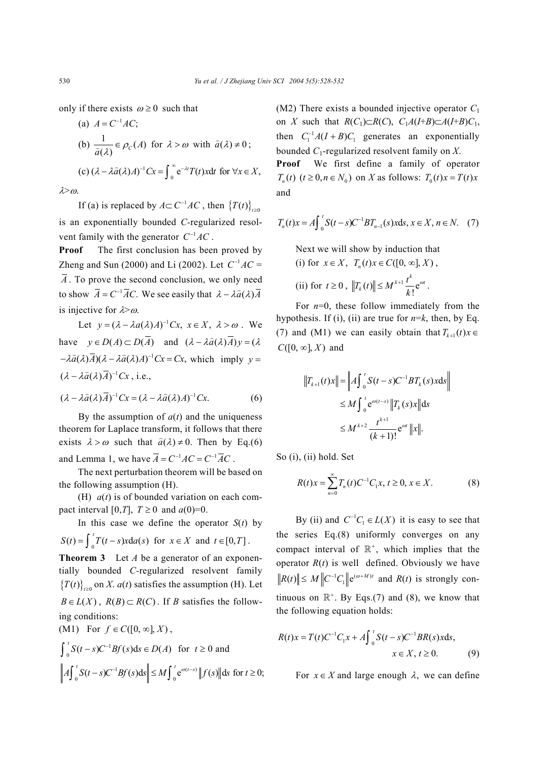only if there exists $\omega \geq 0$ such that

(a) $A = C^{-1}AC$;

(b) $\frac{1}{\hat{a}(\lambda)} \in \rho_C(A)$ for $\lambda > \omega$ with $\hat{a}(\lambda) \neq 0$;

(c) $(\lambda - \lambda\hat{a}(\lambda)A)^{-1}Cx = \int_0^\infty \mathrm{e}^{-\lambda t}T(t)x\mathrm{d}t$ for $\forall x \in X$, $\lambda > \omega$.

If (a) is replaced by $A \subset C^{-1}AC$, then $\{T(t)\}_{t\geq 0}$ is an exponentially bounded $C$-regularized resolvent family with the generator $C^{-1}AC$.

**Proof** The first conclusion has been proved by Zheng and Sun (2000) and Li (2002). Let $C^{-1}AC = \overline{A}$. To prove the second conclusion, we only need to show $\overline{A} = C^{-1}\overline{A}C$. We see easily that $\lambda - \lambda\hat{a}(\lambda)\overline{A}$ is injective for $\lambda > \omega$.

Let $y = (\lambda - \lambda a(\lambda)A)^{-1}Cx,\ x \in X,\ \lambda > \omega$. We have $y \in D(A) \subset D(\overline{A})$ and $(\lambda - \lambda\hat{a}(\lambda)\overline{A})y = (\lambda - \lambda\hat{a}(\lambda)\overline{A})(\lambda - \lambda\hat{a}(\lambda)A)^{-1}Cx = Cx$, which imply $y = (\lambda - \lambda\hat{a}(\lambda)\overline{A})^{-1}Cx$, i.e.,

$$(\lambda - \lambda\hat{a}(\lambda)\overline{A})^{-1}Cx = (\lambda - \lambda\hat{a}(\lambda)A)^{-1}Cx. \tag{6}$$

By the assumption of $a(t)$ and the uniqueness theorem for Laplace transform, it follows that there exists $\lambda > \omega$ such that $\hat{a}(\lambda) \neq 0$. Then by Eq.(6) and Lemma 1, we have $\overline{A} = C^{-1}AC = C^{-1}\overline{A}C$.

The next perturbation theorem will be based on the following assumption (H).

(H) $a(t)$ is of bounded variation on each compact interval $[0,T]$, $T \geq 0$ and $a(0)=0$.

In this case we define the operator $S(t)$ by $S(t) = \int_0^t T(t-s)x\mathrm{d}a(s)$ for $x \in X$ and $t \in [0,T]$.

**Theorem 3** Let $A$ be a generator of an exponentially bounded $C$-regularized resolvent family $\{T(t)\}_{t\geq 0}$ on $X$. $a(t)$ satisfies the assumption (H). Let $B \in L(X)$, $R(B) \subset R(C)$. If $B$ satisfies the following conditions:

(M1) For $f \in C([0,\infty], X)$,

$\int_0^t S(t-s)C^{-1}Bf(s)\mathrm{d}s \in D(A)$ for $t \geq 0$ and

$\left\| A\int_0^t S(t-s)C^{-1}Bf(s)\mathrm{d}s \right\| \leq M\int_0^t \mathrm{e}^{\omega(t-s)}\|f(s)\|\mathrm{d}s$ for $t \geq 0$;

(M2) There exists a bounded injective operator $C_1$ on $X$ such that $R(C_1) \subset R(C)$, $C_1A(I+B) \subset A(I+B)C_1$, then $C_1^{-1}A(I+B)C_1$ generates an exponentially bounded $C_1$-regularized resolvent family on $X$.

**Proof** We first define a family of operator $T_n(t)$ $(t \geq 0, n \in N_0)$ on $X$ as follows: $T_0(t)x = T(t)x$ and

$$T_n(t)x = A\int_0^t S(t-s)C^{-1}BT_{n-1}(s)x\mathrm{d}s,\ x \in X,\ n \in N. \tag{7}$$

Next we will show by induction that

(i) for $x \in X$, $T_n(t)x \in C([0,\infty], X)$,

(ii) for $t \geq 0$, $\|T_k(t)\| \leq M^{k+1}\frac{t^k}{k!}\mathrm{e}^{\omega t}$.

For $n=0$, these follow immediately from the hypothesis. If (i), (ii) are true for $n=k$, then, by Eq.(7) and (M1) we can easily obtain that $T_{k+1}(t)x \in C([0,\infty], X)$ and

$$\begin{aligned}\|T_{k+1}(t)x\| &= \left\| A\int_0^t S(t-s)C^{-1}BT_k(s)x\mathrm{d}s \right\| \\ &\leq M\int_0^t \mathrm{e}^{\omega(t-s)}\|T_k(s)x\|\mathrm{d}s \\ &\leq M^{k+2}\frac{t^{k+1}}{(k+1)!}\mathrm{e}^{\omega t}\|x\|.\end{aligned}$$

So (i), (ii) hold. Set

$$R(t)x = \sum_{n=0}^{\infty} T_n(t)C^{-1}C_1x,\ t \geq 0,\ x \in X. \tag{8}$$

By (ii) and $C^{-1}C_1 \in L(X)$ it is easy to see that the series Eq.(8) uniformly converges on any compact interval of $\mathbb{R}^+$, which implies that the operator $R(t)$ is well defined. Obviously we have $\|R(t)\| \leq M\|C^{-1}C_1\|\mathrm{e}^{(\omega+M)t}$ and $R(t)$ is strongly continuous on $\mathbb{R}^+$. By Eqs.(7) and (8), we know that the following equation holds:

$$R(t)x = T(t)C^{-1}C_1x + A\int_0^t S(t-s)C^{-1}BR(s)x\mathrm{d}s,\quad x \in X,\ t \geq 0. \tag{9}$$

For $x \in X$ and large enough $\lambda$, we can define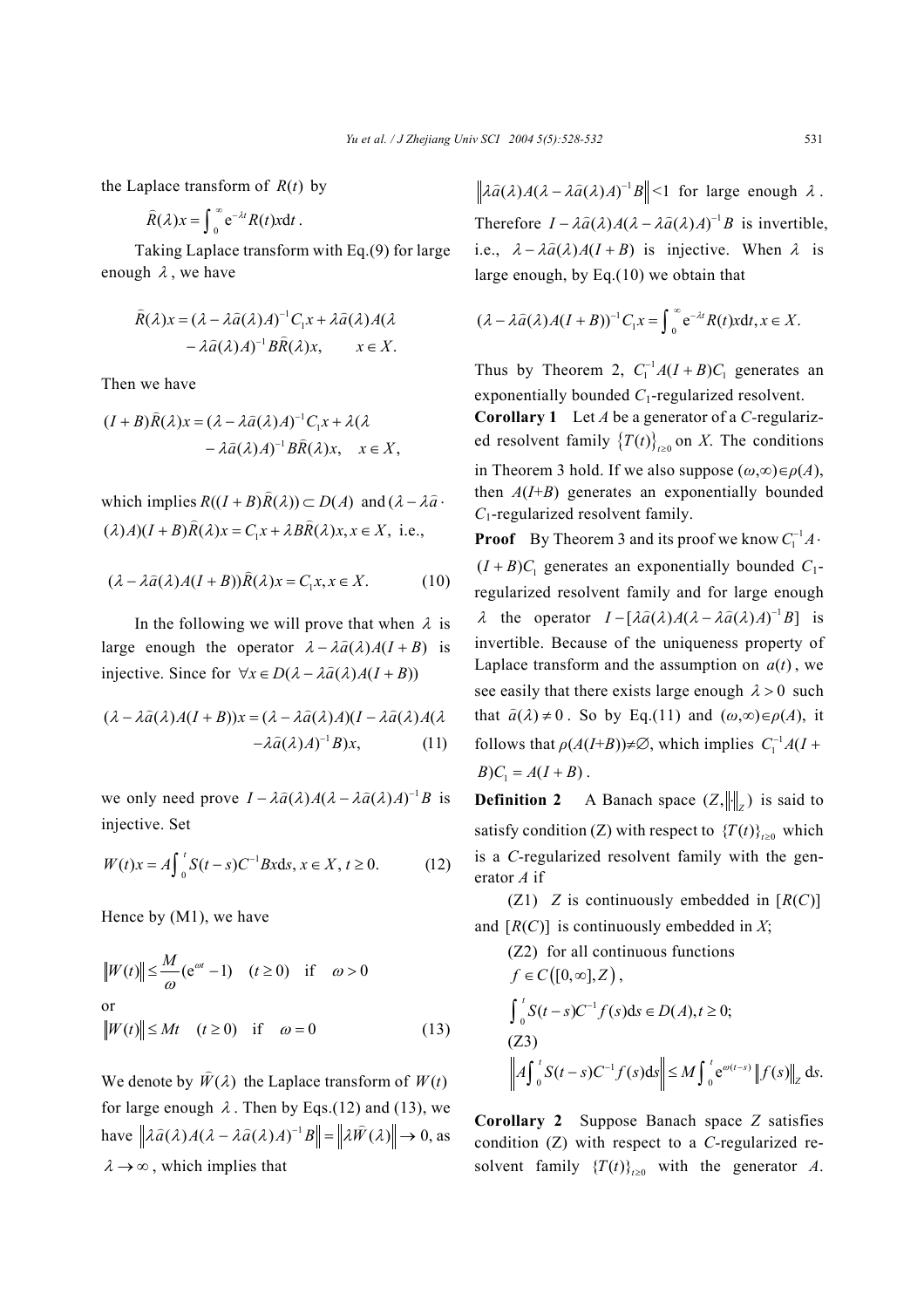the Laplace transform of $R(t)$ by

$$\widehat{R}(\lambda)x = \int_0^{\infty} \mathrm{e}^{-\lambda t} R(t) x \mathrm{d}t.$$

Taking Laplace transform with Eq.(9) for large enough $\lambda$, we have

$$\widehat{R}(\lambda)x = (\lambda - \lambda\widehat{a}(\lambda)A)^{-1}C_1 x + \lambda\widehat{a}(\lambda)A(\lambda - \lambda\widehat{a}(\lambda)A)^{-1}B\widehat{R}(\lambda)x, \quad x \in X.$$

Then we have

$$(I+B)\widehat{R}(\lambda)x = (\lambda - \lambda\widehat{a}(\lambda)A)^{-1}C_1 x + \lambda(\lambda - \lambda\widehat{a}(\lambda)A)^{-1}B\widehat{R}(\lambda)x, \quad x \in X,$$

which implies $R((I+B)\widehat{R}(\lambda)) \subset D(A)$ and $(\lambda - \lambda\widehat{a}(\lambda)A)(I+B)\widehat{R}(\lambda)x = C_1 x + \lambda B\widehat{R}(\lambda)x, x \in X$, i.e.,

$$(\lambda - \lambda\widehat{a}(\lambda)A(I+B))\widehat{R}(\lambda)x = C_1 x, x \in X. \tag{10}$$

In the following we will prove that when $\lambda$ is large enough the operator $\lambda - \lambda\widehat{a}(\lambda)A(I+B)$ is injective. Since for $\forall x \in D(\lambda - \lambda\widehat{a}(\lambda)A(I+B))$

$$(\lambda - \lambda\widehat{a}(\lambda)A(I+B))x = (\lambda - \lambda\widehat{a}(\lambda)A)(I - \lambda\widehat{a}(\lambda)A(\lambda - \lambda\widehat{a}(\lambda)A)^{-1}B)x, \tag{11}$$

we only need prove $I - \lambda\widehat{a}(\lambda)A(\lambda - \lambda\widehat{a}(\lambda)A)^{-1}B$ is injective. Set

$$W(t)x = A\int_0^t S(t-s)C^{-1}Bx\mathrm{d}s, x \in X, t \geq 0. \tag{12}$$

Hence by (M1), we have

$$\|W(t)\| \leq \frac{M}{\omega}(\mathrm{e}^{\omega t} - 1) \quad (t \geq 0) \quad \text{if} \quad \omega > 0$$

or

$$\|W(t)\| \leq Mt \quad (t \geq 0) \quad \text{if} \quad \omega = 0 \tag{13}$$

We denote by $\widehat{W}(\lambda)$ the Laplace transform of $W(t)$ for large enough $\lambda$. Then by Eqs.(12) and (13), we have $\left\|\lambda\widehat{a}(\lambda)A(\lambda - \lambda\widehat{a}(\lambda)A)^{-1}B\right\| = \left\|\lambda\widehat{W}(\lambda)\right\| \to 0$, as $\lambda \to \infty$, which implies that $\left\|\lambda\widehat{a}(\lambda)A(\lambda - \lambda\widehat{a}(\lambda)A)^{-1}B\right\| < 1$ for large enough $\lambda$. Therefore $I - \lambda\widehat{a}(\lambda)A(\lambda - \lambda\widehat{a}(\lambda)A)^{-1}B$ is invertible, i.e., $\lambda - \lambda\widehat{a}(\lambda)A(I+B)$ is injective. When $\lambda$ is large enough, by Eq.(10) we obtain that

$$(\lambda - \lambda\widehat{a}(\lambda)A(I+B))^{-1}C_1 x = \int_0^{\infty} \mathrm{e}^{-\lambda t} R(t) x \mathrm{d}t, x \in X.$$

Thus by Theorem 2, $C_1^{-1}A(I+B)C_1$ generates an exponentially bounded $C_1$-regularized resolvent.

**Corollary 1** Let $A$ be a generator of a $C$-regularized resolvent family $\{T(t)\}_{t\geq 0}$ on $X$. The conditions in Theorem 3 hold. If we also suppose $(\omega,\infty) \in \rho(A)$, then $A(I+B)$ generates an exponentially bounded $C_1$-regularized resolvent family.

**Proof** By Theorem 3 and its proof we know $C_1^{-1}A \cdot (I+B)C_1$ generates an exponentially bounded $C_1$-regularized resolvent family and for large enough $\lambda$ the operator $I - [\lambda\widehat{a}(\lambda)A(\lambda - \lambda\widehat{a}(\lambda)A)^{-1}B]$ is invertible. Because of the uniqueness property of Laplace transform and the assumption on $a(t)$, we see easily that there exists large enough $\lambda > 0$ such that $\widehat{a}(\lambda) \neq 0$. So by Eq.(11) and $(\omega,\infty) \in \rho(A)$, it follows that $\rho(A(I+B)) \neq \varnothing$, which implies $C_1^{-1}A(I+B)C_1 = A(I+B)$.

**Definition 2** A Banach space $(Z, \|\cdot\|_Z)$ is said to satisfy condition (Z) with respect to $\{T(t)\}_{t\geq 0}$ which is a $C$-regularized resolvent family with the generator $A$ if

(Z1) $Z$ is continuously embedded in $[R(C)]$ and $[R(C)]$ is continuously embedded in $X$;

(Z2) for all continuous functions $f \in C([0,\infty], Z)$,

$$\int_0^t S(t-s)C^{-1}f(s)\mathrm{d}s \in D(A), t \geq 0;$$

(Z3)

$$\left\|A\int_0^t S(t-s)C^{-1}f(s)\mathrm{d}s\right\| \leq M\int_0^t \mathrm{e}^{\omega(t-s)}\|f(s)\|_Z \mathrm{d}s.$$

**Corollary 2** Suppose Banach space $Z$ satisfies condition (Z) with respect to a $C$-regularized resolvent family $\{T(t)\}_{t\geq 0}$ with the generator $A$.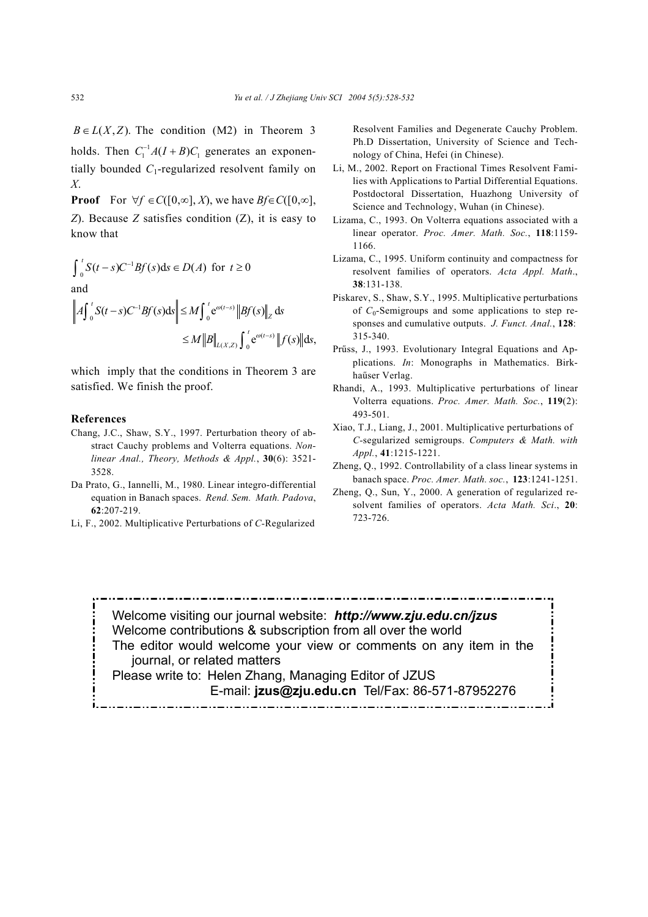$B \in L(X, Z)$. The condition (M2) in Theorem 3 holds. Then $C_1^{-1}A(I+B)C_1$ generates an exponentially bounded $C_1$-regularized resolvent family on $X$.

**Proof** For $\forall f \in C([0,\infty], X)$, we have $Bf \in C([0,\infty], Z)$. Because $Z$ satisfies condition (Z), it is easy to know that

$$\int_0^t S(t-s)C^{-1}Bf(s)\mathrm{d}s \in D(A) \text{ for } t \geq 0$$

and

$$\left\| A\int_0^t S(t-s)C^{-1}Bf(s)\mathrm{d}s \right\| \leq M\int_0^t \mathrm{e}^{\omega(t-s)} \left\| Bf(s) \right\|_Z \mathrm{d}s$$
$$\leq M\left\| B \right\|_{L(X,Z)} \int_0^t \mathrm{e}^{\omega(t-s)} \left\| f(s) \right\| \mathrm{d}s,$$

which imply that the conditions in Theorem 3 are satisfied. We finish the proof.

## References

Chang, J.C., Shaw, S.Y., 1997. Perturbation theory of abstract Cauchy problems and Volterra equations. *Nonlinear Anal., Theory, Methods & Appl.*, **30**(6): 3521-3528.

Da Prato, G., Iannelli, M., 1980. Linear integro-differential equation in Banach spaces. *Rend. Sem. Math. Padova*, **62**:207-219.

Li, F., 2002. Multiplicative Perturbations of *C*-Regularized Resolvent Families and Degenerate Cauchy Problem. Ph.D Dissertation, University of Science and Technology of China, Hefei (in Chinese).

Li, M., 2002. Report on Fractional Times Resolvent Families with Applications to Partial Differential Equations. Postdoctoral Dissertation, Huazhong University of Science and Technology, Wuhan (in Chinese).

Lizama, C., 1993. On Volterra equations associated with a linear operator. *Proc. Amer. Math. Soc.*, **118**:1159-1166.

Lizama, C., 1995. Uniform continuity and compactness for resolvent families of operators. *Acta Appl. Math*., **38**:131-138.

Piskarev, S., Shaw, S.Y., 1995. Multiplicative perturbations of $C_0$-Semigroups and some applications to step responses and cumulative outputs. *J. Funct. Anal.*, **128**: 315-340.

Prűss, J., 1993. Evolutionary Integral Equations and Applications. *In*: Monographs in Mathematics. Birkhaűser Verlag.

Rhandi, A., 1993. Multiplicative perturbations of linear Volterra equations. *Proc. Amer. Math. Soc.*, **119**(2): 493-501.

Xiao, T.J., Liang, J., 2001. Multiplicative perturbations of *C*-segularized semigroups. *Computers & Math. with Appl.*, **41**:1215-1221.

Zheng, Q., 1992. Controllability of a class linear systems in banach space. *Proc. Amer. Math. soc.*, **123**:1241-1251.

Zheng, Q., Sun, Y., 2000. A generation of regularized resolvent families of operators. *Acta Math. Sci*., **20**: 723-726.

Welcome visiting our journal website: ***http://www.zju.edu.cn/jzus***
Welcome contributions & subscription from all over the world
The editor would welcome your view or comments on any item in the journal, or related matters
Please write to: Helen Zhang, Managing Editor of JZUS
E-mail: **jzus@zju.edu.cn** Tel/Fax: 86-571-87952276